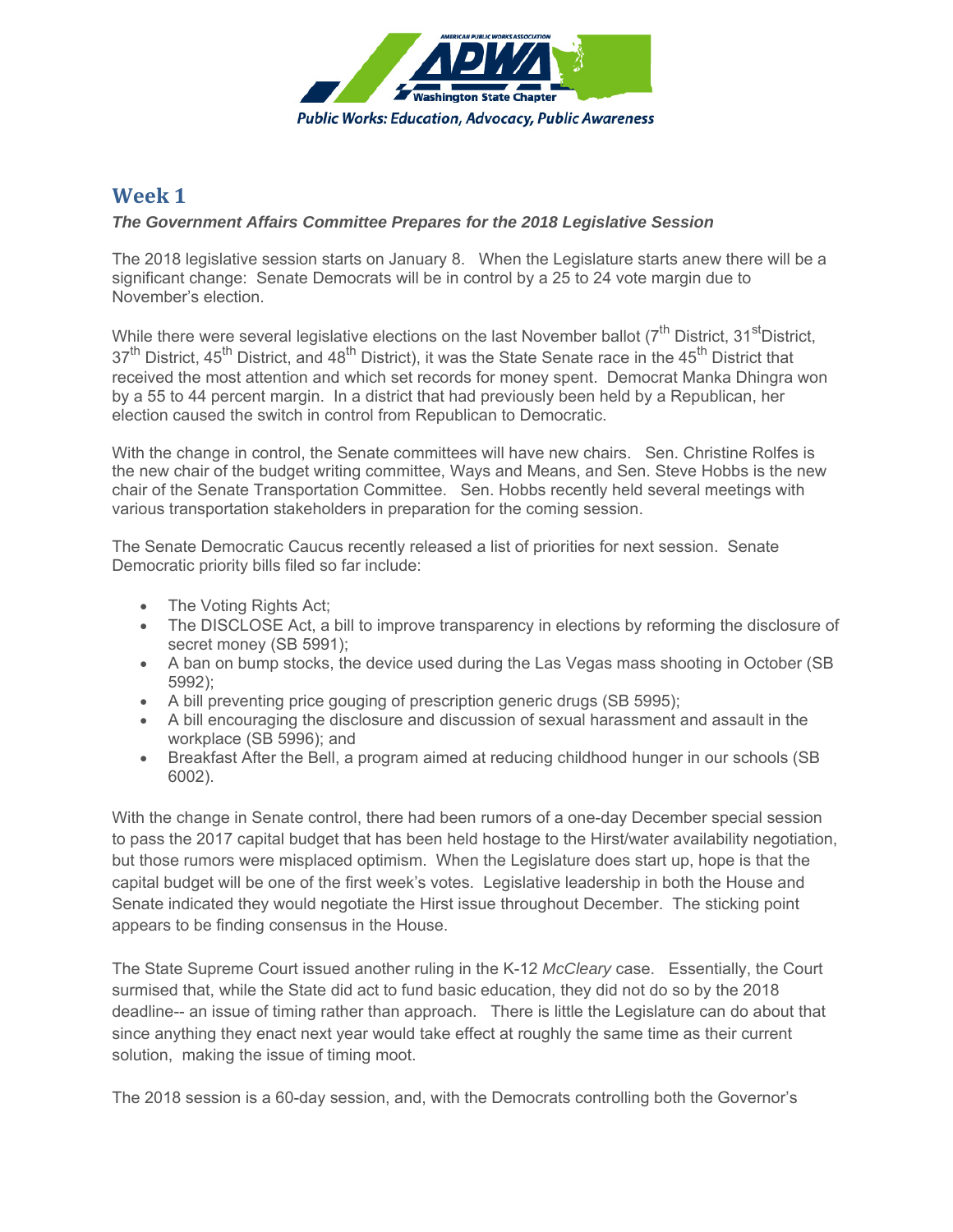# Week 1

***The Government Affairs Committee Prepares for the 2018 Legislative Session***

The 2018 legislative session starts on January 8. When the Legislature starts anew there will be a significant change: Senate Democrats will be in control by a 25 to 24 vote margin due to November's election.

While there were several legislative elections on the last November ballot (7th District, 31st District, 37th District, 45th District, and 48th District), it was the State Senate race in the 45th District that received the most attention and which set records for money spent. Democrat Manka Dhingra won by a 55 to 44 percent margin. In a district that had previously been held by a Republican, her election caused the switch in control from Republican to Democratic.

With the change in control, the Senate committees will have new chairs. Sen. Christine Rolfes is the new chair of the budget writing committee, Ways and Means, and Sen. Steve Hobbs is the new chair of the Senate Transportation Committee. Sen. Hobbs recently held several meetings with various transportation stakeholders in preparation for the coming session.

The Senate Democratic Caucus recently released a list of priorities for next session. Senate Democratic priority bills filed so far include:

- The Voting Rights Act;
- The DISCLOSE Act, a bill to improve transparency in elections by reforming the disclosure of secret money (SB 5991);
- A ban on bump stocks, the device used during the Las Vegas mass shooting in October (SB 5992);
- A bill preventing price gouging of prescription generic drugs (SB 5995);
- A bill encouraging the disclosure and discussion of sexual harassment and assault in the workplace (SB 5996); and
- Breakfast After the Bell, a program aimed at reducing childhood hunger in our schools (SB 6002).

With the change in Senate control, there had been rumors of a one-day December special session to pass the 2017 capital budget that has been held hostage to the Hirst/water availability negotiation, but those rumors were misplaced optimism. When the Legislature does start up, hope is that the capital budget will be one of the first week's votes. Legislative leadership in both the House and Senate indicated they would negotiate the Hirst issue throughout December. The sticking point appears to be finding consensus in the House.

The State Supreme Court issued another ruling in the K-12 *McCleary* case. Essentially, the Court surmised that, while the State did act to fund basic education, they did not do so by the 2018 deadline-- an issue of timing rather than approach. There is little the Legislature can do about that since anything they enact next year would take effect at roughly the same time as their current solution, making the issue of timing moot.

The 2018 session is a 60-day session, and, with the Democrats controlling both the Governor's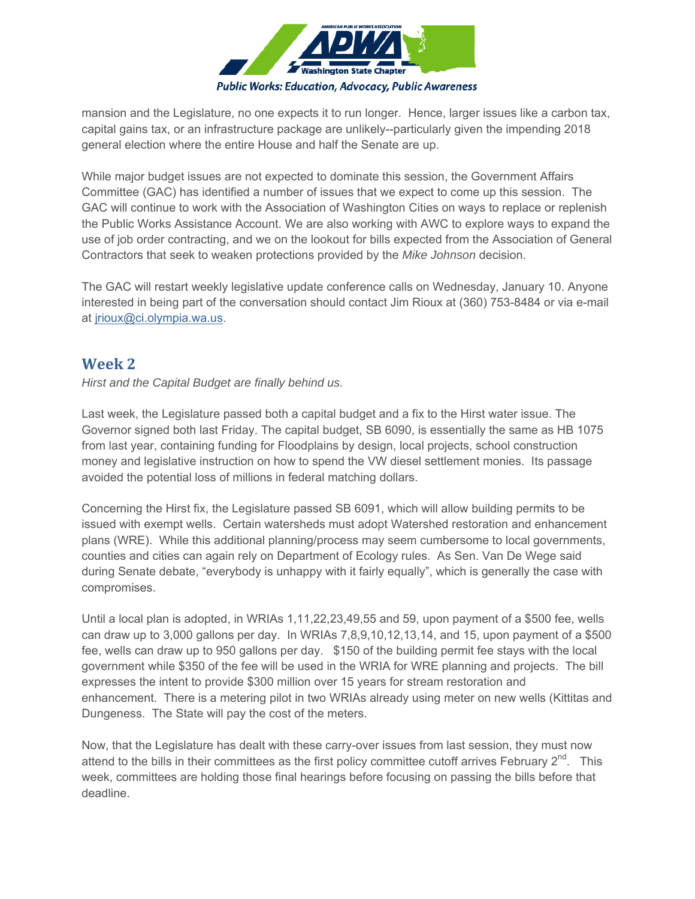mansion and the Legislature, no one expects it to run longer. Hence, larger issues like a carbon tax, capital gains tax, or an infrastructure package are unlikely--particularly given the impending 2018 general election where the entire House and half the Senate are up.

While major budget issues are not expected to dominate this session, the Government Affairs Committee (GAC) has identified a number of issues that we expect to come up this session. The GAC will continue to work with the Association of Washington Cities on ways to replace or replenish the Public Works Assistance Account. We are also working with AWC to explore ways to expand the use of job order contracting, and we on the lookout for bills expected from the Association of General Contractors that seek to weaken protections provided by the *Mike Johnson* decision.

The GAC will restart weekly legislative update conference calls on Wednesday, January 10. Anyone interested in being part of the conversation should contact Jim Rioux at (360) 753-8484 or via e-mail at [jrioux@ci.olympia.wa.us](mailto:jrioux@ci.olympia.wa.us).

## Week 2

*Hirst and the Capital Budget are finally behind us.*

Last week, the Legislature passed both a capital budget and a fix to the Hirst water issue. The Governor signed both last Friday. The capital budget, SB 6090, is essentially the same as HB 1075 from last year, containing funding for Floodplains by design, local projects, school construction money and legislative instruction on how to spend the VW diesel settlement monies. Its passage avoided the potential loss of millions in federal matching dollars.

Concerning the Hirst fix, the Legislature passed SB 6091, which will allow building permits to be issued with exempt wells. Certain watersheds must adopt Watershed restoration and enhancement plans (WRE). While this additional planning/process may seem cumbersome to local governments, counties and cities can again rely on Department of Ecology rules. As Sen. Van De Wege said during Senate debate, "everybody is unhappy with it fairly equally", which is generally the case with compromises.

Until a local plan is adopted, in WRIAs 1,11,22,23,49,55 and 59, upon payment of a $500 fee, wells can draw up to 3,000 gallons per day. In WRIAs 7,8,9,10,12,13,14, and 15, upon payment of a $500 fee, wells can draw up to 950 gallons per day. $150 of the building permit fee stays with the local government while $350 of the fee will be used in the WRIA for WRE planning and projects. The bill expresses the intent to provide $300 million over 15 years for stream restoration and enhancement. There is a metering pilot in two WRIAs already using meter on new wells (Kittitas and Dungeness. The State will pay the cost of the meters.

Now, that the Legislature has dealt with these carry-over issues from last session, they must now attend to the bills in their committees as the first policy committee cutoff arrives February 2nd. This week, committees are holding those final hearings before focusing on passing the bills before that deadline.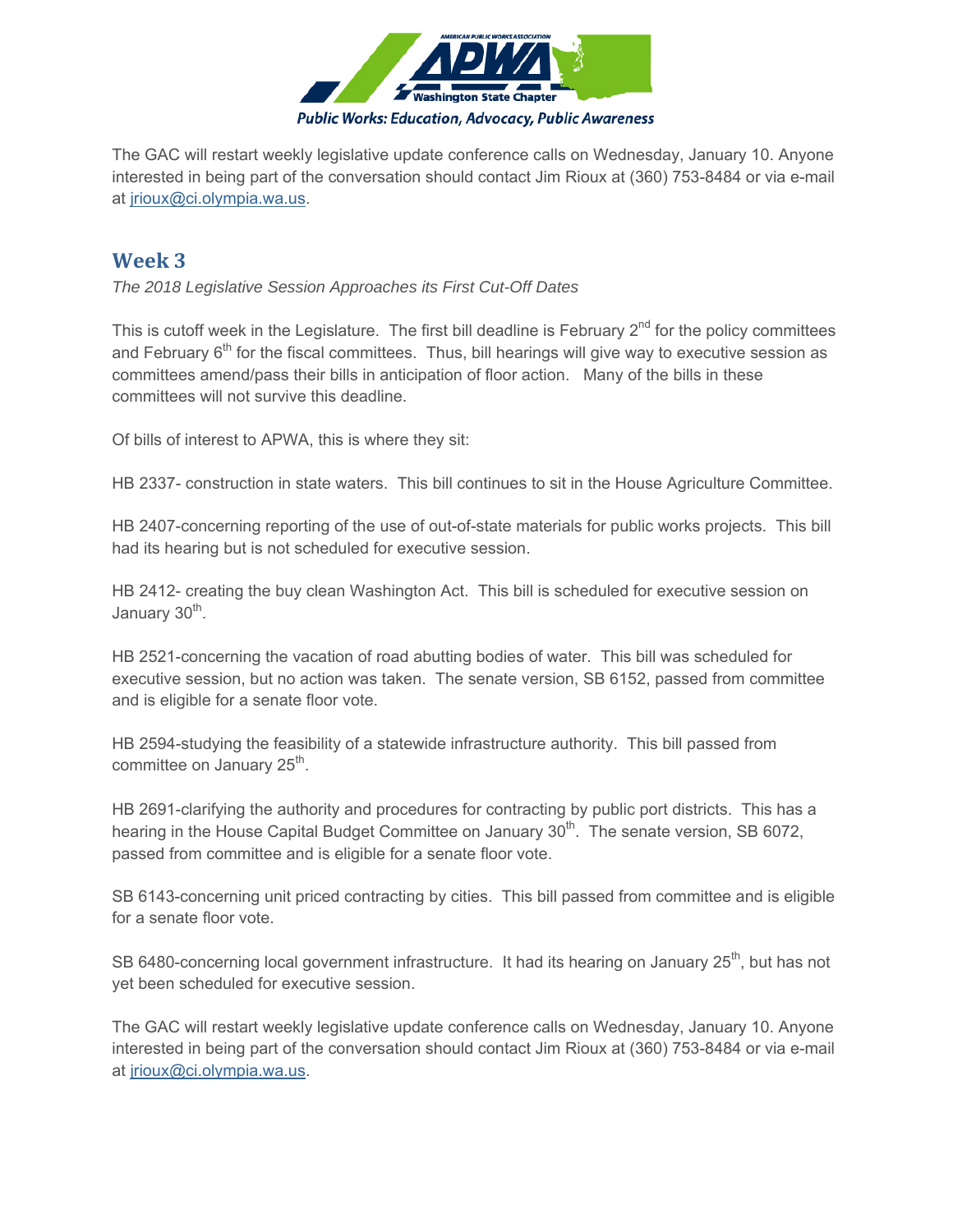The GAC will restart weekly legislative update conference calls on Wednesday, January 10. Anyone interested in being part of the conversation should contact Jim Rioux at (360) 753-8484 or via e-mail at jrioux@ci.olympia.wa.us.

## Week 3

*The 2018 Legislative Session Approaches its First Cut-Off Dates*

This is cutoff week in the Legislature. The first bill deadline is February 2nd for the policy committees and February 6th for the fiscal committees. Thus, bill hearings will give way to executive session as committees amend/pass their bills in anticipation of floor action. Many of the bills in these committees will not survive this deadline.

Of bills of interest to APWA, this is where they sit:

HB 2337- construction in state waters. This bill continues to sit in the House Agriculture Committee.

HB 2407-concerning reporting of the use of out-of-state materials for public works projects. This bill had its hearing but is not scheduled for executive session.

HB 2412- creating the buy clean Washington Act. This bill is scheduled for executive session on January 30th.

HB 2521-concerning the vacation of road abutting bodies of water. This bill was scheduled for executive session, but no action was taken. The senate version, SB 6152, passed from committee and is eligible for a senate floor vote.

HB 2594-studying the feasibility of a statewide infrastructure authority. This bill passed from committee on January 25th.

HB 2691-clarifying the authority and procedures for contracting by public port districts. This has a hearing in the House Capital Budget Committee on January 30th. The senate version, SB 6072, passed from committee and is eligible for a senate floor vote.

SB 6143-concerning unit priced contracting by cities. This bill passed from committee and is eligible for a senate floor vote.

SB 6480-concerning local government infrastructure. It had its hearing on January 25th, but has not yet been scheduled for executive session.

The GAC will restart weekly legislative update conference calls on Wednesday, January 10. Anyone interested in being part of the conversation should contact Jim Rioux at (360) 753-8484 or via e-mail at jrioux@ci.olympia.wa.us.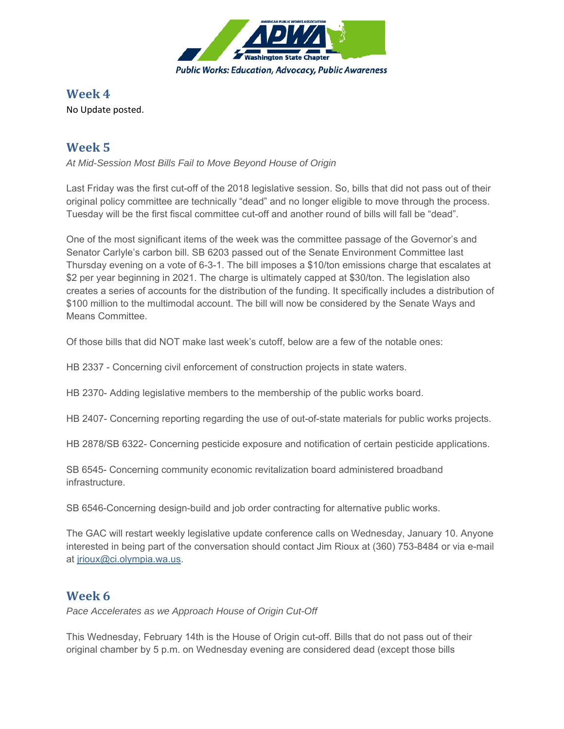## Week 4

No Update posted.

## Week 5

*At Mid-Session Most Bills Fail to Move Beyond House of Origin*

Last Friday was the first cut-off of the 2018 legislative session. So, bills that did not pass out of their original policy committee are technically "dead" and no longer eligible to move through the process. Tuesday will be the first fiscal committee cut-off and another round of bills will fall be "dead".

One of the most significant items of the week was the committee passage of the Governor's and Senator Carlyle's carbon bill. SB 6203 passed out of the Senate Environment Committee last Thursday evening on a vote of 6-3-1. The bill imposes a $10/ton emissions charge that escalates at $2 per year beginning in 2021. The charge is ultimately capped at $30/ton. The legislation also creates a series of accounts for the distribution of the funding. It specifically includes a distribution of $100 million to the multimodal account. The bill will now be considered by the Senate Ways and Means Committee.

Of those bills that did NOT make last week's cutoff, below are a few of the notable ones:

HB 2337 - Concerning civil enforcement of construction projects in state waters.

HB 2370- Adding legislative members to the membership of the public works board.

HB 2407- Concerning reporting regarding the use of out-of-state materials for public works projects.

HB 2878/SB 6322- Concerning pesticide exposure and notification of certain pesticide applications.

SB 6545- Concerning community economic revitalization board administered broadband infrastructure.

SB 6546-Concerning design-build and job order contracting for alternative public works.

The GAC will restart weekly legislative update conference calls on Wednesday, January 10. Anyone interested in being part of the conversation should contact Jim Rioux at (360) 753-8484 or via e-mail at jrioux@ci.olympia.wa.us.

## Week 6

*Pace Accelerates as we Approach House of Origin Cut-Off*

This Wednesday, February 14th is the House of Origin cut-off. Bills that do not pass out of their original chamber by 5 p.m. on Wednesday evening are considered dead (except those bills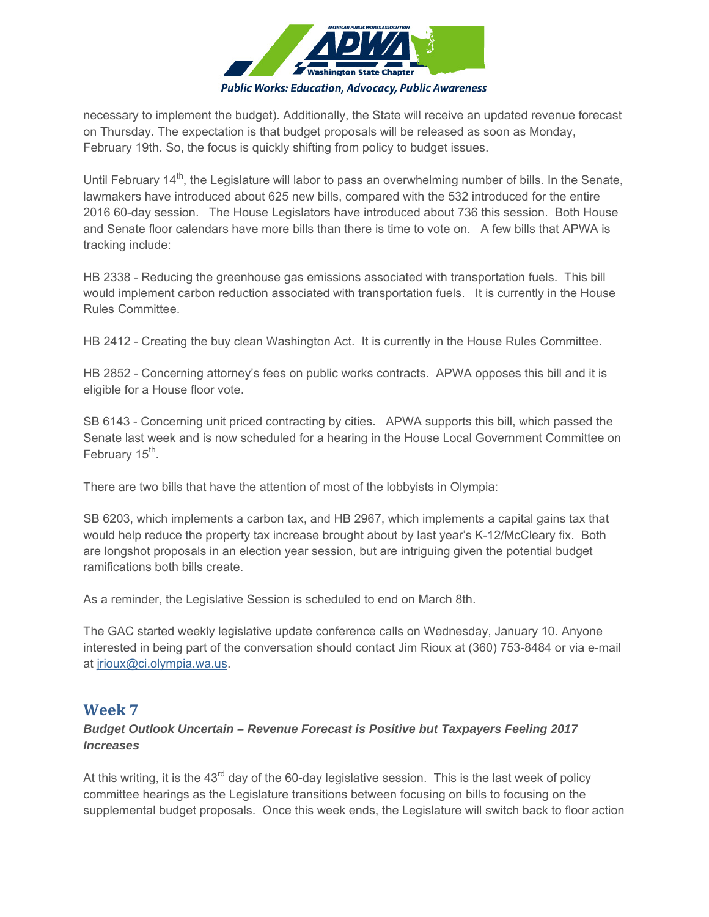necessary to implement the budget). Additionally, the State will receive an updated revenue forecast on Thursday. The expectation is that budget proposals will be released as soon as Monday, February 19th. So, the focus is quickly shifting from policy to budget issues.

Until February 14th, the Legislature will labor to pass an overwhelming number of bills. In the Senate, lawmakers have introduced about 625 new bills, compared with the 532 introduced for the entire 2016 60-day session. The House Legislators have introduced about 736 this session. Both House and Senate floor calendars have more bills than there is time to vote on. A few bills that APWA is tracking include:

HB 2338 - Reducing the greenhouse gas emissions associated with transportation fuels. This bill would implement carbon reduction associated with transportation fuels. It is currently in the House Rules Committee.

HB 2412 - Creating the buy clean Washington Act. It is currently in the House Rules Committee.

HB 2852 - Concerning attorney's fees on public works contracts. APWA opposes this bill and it is eligible for a House floor vote.

SB 6143 - Concerning unit priced contracting by cities. APWA supports this bill, which passed the Senate last week and is now scheduled for a hearing in the House Local Government Committee on February 15th.

There are two bills that have the attention of most of the lobbyists in Olympia:

SB 6203, which implements a carbon tax, and HB 2967, which implements a capital gains tax that would help reduce the property tax increase brought about by last year's K-12/McCleary fix. Both are longshot proposals in an election year session, but are intriguing given the potential budget ramifications both bills create.

As a reminder, the Legislative Session is scheduled to end on March 8th.

The GAC started weekly legislative update conference calls on Wednesday, January 10. Anyone interested in being part of the conversation should contact Jim Rioux at (360) 753-8484 or via e-mail at jrioux@ci.olympia.wa.us.

## Week 7

***Budget Outlook Uncertain – Revenue Forecast is Positive but Taxpayers Feeling 2017 Increases***

At this writing, it is the 43rd day of the 60-day legislative session. This is the last week of policy committee hearings as the Legislature transitions between focusing on bills to focusing on the supplemental budget proposals. Once this week ends, the Legislature will switch back to floor action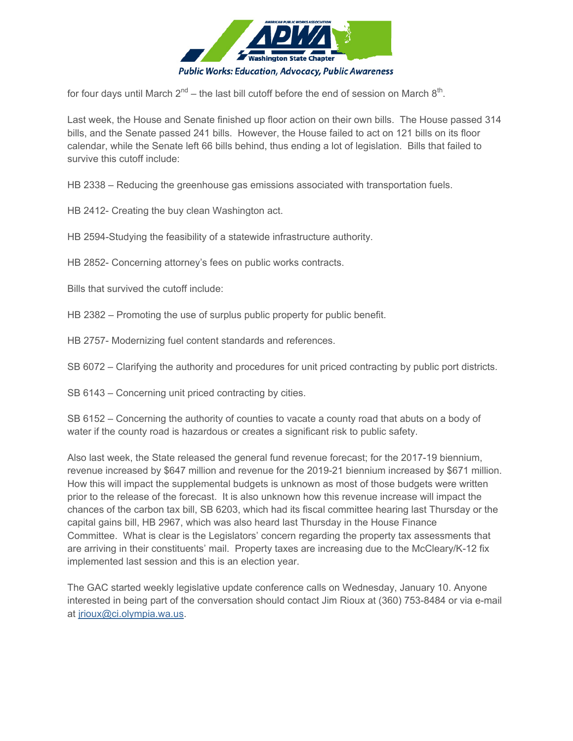for four days until March 2nd – the last bill cutoff before the end of session on March 8th.

Last week, the House and Senate finished up floor action on their own bills. The House passed 314 bills, and the Senate passed 241 bills. However, the House failed to act on 121 bills on its floor calendar, while the Senate left 66 bills behind, thus ending a lot of legislation. Bills that failed to survive this cutoff include:

HB 2338 – Reducing the greenhouse gas emissions associated with transportation fuels.

HB 2412- Creating the buy clean Washington act.

HB 2594-Studying the feasibility of a statewide infrastructure authority.

HB 2852- Concerning attorney's fees on public works contracts.

Bills that survived the cutoff include:

HB 2382 – Promoting the use of surplus public property for public benefit.

HB 2757- Modernizing fuel content standards and references.

SB 6072 – Clarifying the authority and procedures for unit priced contracting by public port districts.

SB 6143 – Concerning unit priced contracting by cities.

SB 6152 – Concerning the authority of counties to vacate a county road that abuts on a body of water if the county road is hazardous or creates a significant risk to public safety.

Also last week, the State released the general fund revenue forecast; for the 2017-19 biennium, revenue increased by $647 million and revenue for the 2019-21 biennium increased by $671 million. How this will impact the supplemental budgets is unknown as most of those budgets were written prior to the release of the forecast. It is also unknown how this revenue increase will impact the chances of the carbon tax bill, SB 6203, which had its fiscal committee hearing last Thursday or the capital gains bill, HB 2967, which was also heard last Thursday in the House Finance Committee. What is clear is the Legislators' concern regarding the property tax assessments that are arriving in their constituents' mail. Property taxes are increasing due to the McCleary/K-12 fix implemented last session and this is an election year.

The GAC started weekly legislative update conference calls on Wednesday, January 10. Anyone interested in being part of the conversation should contact Jim Rioux at (360) 753-8484 or via e-mail at jrioux@ci.olympia.wa.us.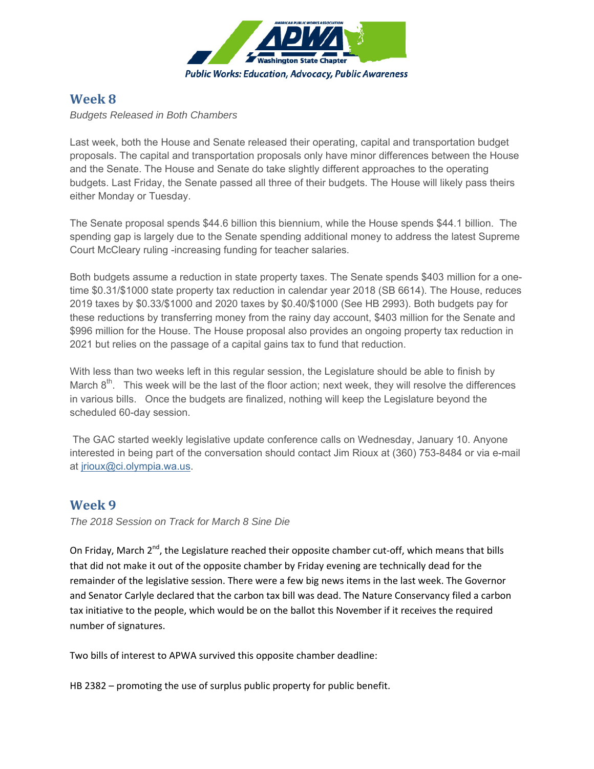## Week 8

*Budgets Released in Both Chambers*

Last week, both the House and Senate released their operating, capital and transportation budget proposals. The capital and transportation proposals only have minor differences between the House and the Senate. The House and Senate do take slightly different approaches to the operating budgets. Last Friday, the Senate passed all three of their budgets. The House will likely pass theirs either Monday or Tuesday.

The Senate proposal spends $44.6 billion this biennium, while the House spends $44.1 billion. The spending gap is largely due to the Senate spending additional money to address the latest Supreme Court McCleary ruling -increasing funding for teacher salaries.

Both budgets assume a reduction in state property taxes. The Senate spends $403 million for a one-time $0.31/$1000 state property tax reduction in calendar year 2018 (SB 6614). The House, reduces 2019 taxes by $0.33/$1000 and 2020 taxes by $0.40/$1000 (See HB 2993). Both budgets pay for these reductions by transferring money from the rainy day account, $403 million for the Senate and $996 million for the House. The House proposal also provides an ongoing property tax reduction in 2021 but relies on the passage of a capital gains tax to fund that reduction.

With less than two weeks left in this regular session, the Legislature should be able to finish by March 8th. This week will be the last of the floor action; next week, they will resolve the differences in various bills. Once the budgets are finalized, nothing will keep the Legislature beyond the scheduled 60-day session.

The GAC started weekly legislative update conference calls on Wednesday, January 10. Anyone interested in being part of the conversation should contact Jim Rioux at (360) 753-8484 or via e-mail at jrioux@ci.olympia.wa.us.

## Week 9

*The 2018 Session on Track for March 8 Sine Die*

On Friday, March 2nd, the Legislature reached their opposite chamber cut-off, which means that bills that did not make it out of the opposite chamber by Friday evening are technically dead for the remainder of the legislative session. There were a few big news items in the last week. The Governor and Senator Carlyle declared that the carbon tax bill was dead. The Nature Conservancy filed a carbon tax initiative to the people, which would be on the ballot this November if it receives the required number of signatures.

Two bills of interest to APWA survived this opposite chamber deadline:

HB 2382 – promoting the use of surplus public property for public benefit.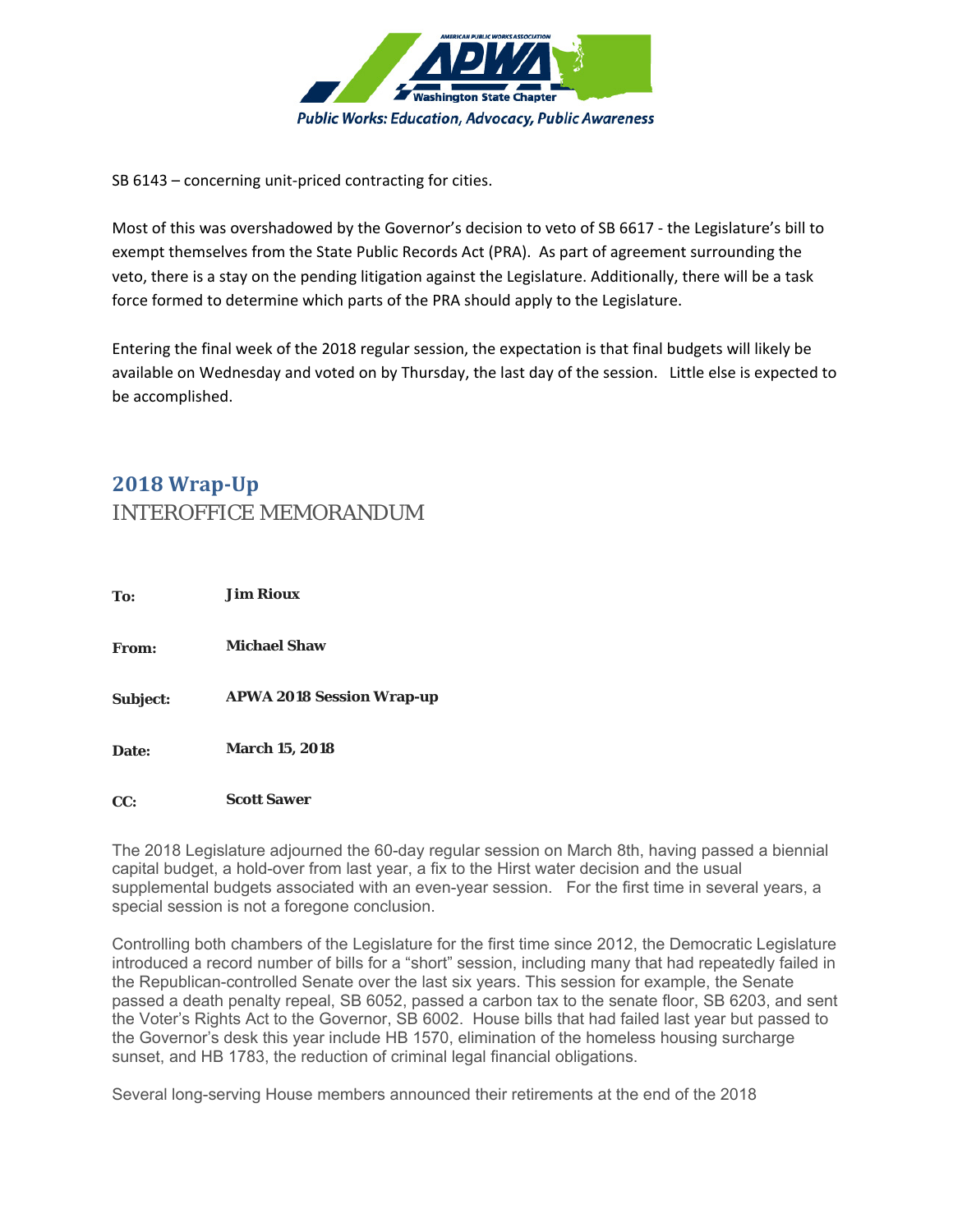SB 6143 – concerning unit-priced contracting for cities.

Most of this was overshadowed by the Governor's decision to veto of SB 6617 - the Legislature's bill to exempt themselves from the State Public Records Act (PRA). As part of agreement surrounding the veto, there is a stay on the pending litigation against the Legislature. Additionally, there will be a task force formed to determine which parts of the PRA should apply to the Legislature.

Entering the final week of the 2018 regular session, the expectation is that final budgets will likely be available on Wednesday and voted on by Thursday, the last day of the session. Little else is expected to be accomplished.

## 2018 Wrap-Up

INTEROFFICE MEMORANDUM

**To:** **Jim Rioux**

**From:** **Michael Shaw**

**Subject:** **APWA 2018 Session Wrap-up**

**Date:** **March 15, 2018**

**CC:** **Scott Sawer**

The 2018 Legislature adjourned the 60-day regular session on March 8th, having passed a biennial capital budget, a hold-over from last year, a fix to the Hirst water decision and the usual supplemental budgets associated with an even-year session. For the first time in several years, a special session is not a foregone conclusion.

Controlling both chambers of the Legislature for the first time since 2012, the Democratic Legislature introduced a record number of bills for a "short" session, including many that had repeatedly failed in the Republican-controlled Senate over the last six years. This session for example, the Senate passed a death penalty repeal, SB 6052, passed a carbon tax to the senate floor, SB 6203, and sent the Voter's Rights Act to the Governor, SB 6002. House bills that had failed last year but passed to the Governor's desk this year include HB 1570, elimination of the homeless housing surcharge sunset, and HB 1783, the reduction of criminal legal financial obligations.

Several long-serving House members announced their retirements at the end of the 2018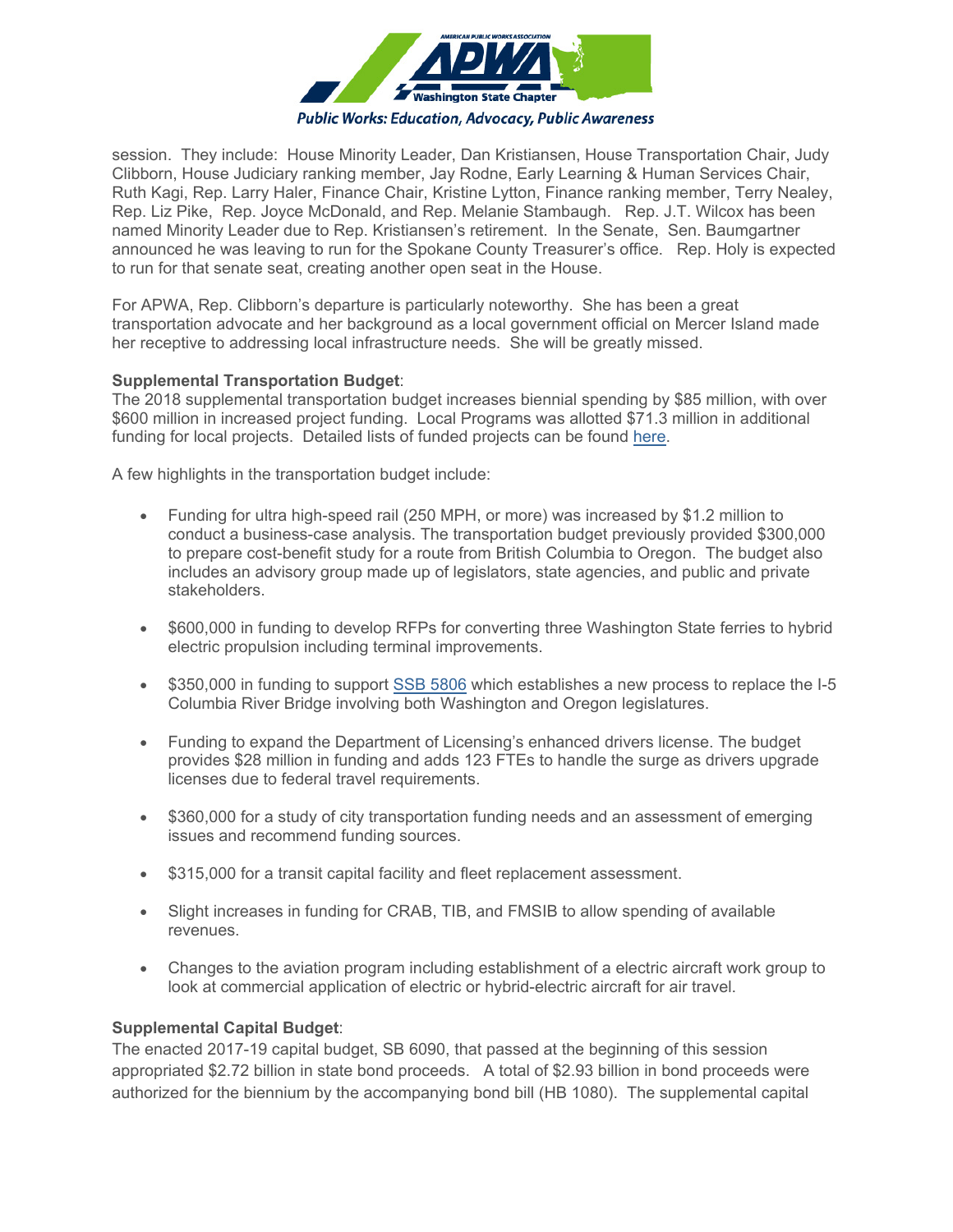session. They include: House Minority Leader, Dan Kristiansen, House Transportation Chair, Judy Clibborn, House Judiciary ranking member, Jay Rodne, Early Learning & Human Services Chair, Ruth Kagi, Rep. Larry Haler, Finance Chair, Kristine Lytton, Finance ranking member, Terry Nealey, Rep. Liz Pike, Rep. Joyce McDonald, and Rep. Melanie Stambaugh. Rep. J.T. Wilcox has been named Minority Leader due to Rep. Kristiansen's retirement. In the Senate, Sen. Baumgartner announced he was leaving to run for the Spokane County Treasurer's office. Rep. Holy is expected to run for that senate seat, creating another open seat in the House.

For APWA, Rep. Clibborn's departure is particularly noteworthy. She has been a great transportation advocate and her background as a local government official on Mercer Island made her receptive to addressing local infrastructure needs. She will be greatly missed.

**Supplemental Transportation Budget**:
The 2018 supplemental transportation budget increases biennial spending by $85 million, with over $600 million in increased project funding. Local Programs was allotted $71.3 million in additional funding for local projects. Detailed lists of funded projects can be found here.

A few highlights in the transportation budget include:

- Funding for ultra high-speed rail (250 MPH, or more) was increased by $1.2 million to conduct a business-case analysis. The transportation budget previously provided $300,000 to prepare cost-benefit study for a route from British Columbia to Oregon. The budget also includes an advisory group made up of legislators, state agencies, and public and private stakeholders.

- $600,000 in funding to develop RFPs for converting three Washington State ferries to hybrid electric propulsion including terminal improvements.

- $350,000 in funding to support SSB 5806 which establishes a new process to replace the I-5 Columbia River Bridge involving both Washington and Oregon legislatures.

- Funding to expand the Department of Licensing's enhanced drivers license. The budget provides $28 million in funding and adds 123 FTEs to handle the surge as drivers upgrade licenses due to federal travel requirements.

- $360,000 for a study of city transportation funding needs and an assessment of emerging issues and recommend funding sources.

- $315,000 for a transit capital facility and fleet replacement assessment.

- Slight increases in funding for CRAB, TIB, and FMSIB to allow spending of available revenues.

- Changes to the aviation program including establishment of a electric aircraft work group to look at commercial application of electric or hybrid-electric aircraft for air travel.

**Supplemental Capital Budget**:
The enacted 2017-19 capital budget, SB 6090, that passed at the beginning of this session appropriated $2.72 billion in state bond proceeds. A total of $2.93 billion in bond proceeds were authorized for the biennium by the accompanying bond bill (HB 1080). The supplemental capital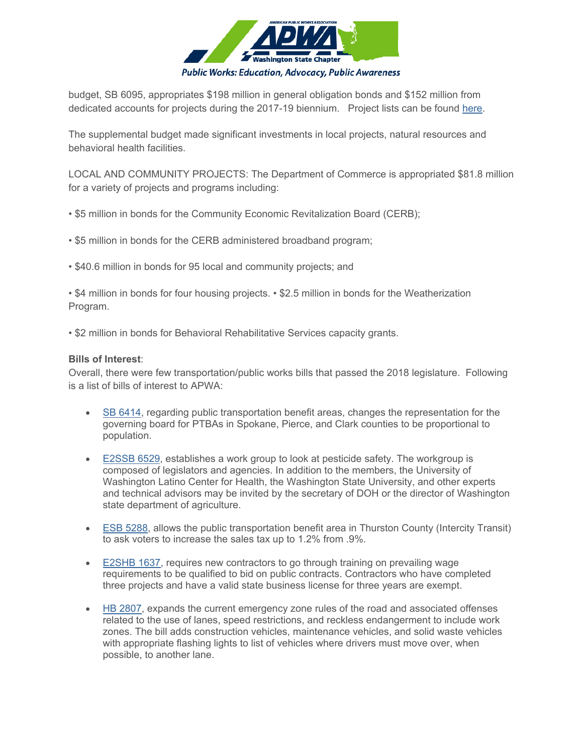budget, SB 6095, appropriates $198 million in general obligation bonds and $152 million from dedicated accounts for projects during the 2017-19 biennium. Project lists can be found here.

The supplemental budget made significant investments in local projects, natural resources and behavioral health facilities.

LOCAL AND COMMUNITY PROJECTS: The Department of Commerce is appropriated $81.8 million for a variety of projects and programs including:

• $5 million in bonds for the Community Economic Revitalization Board (CERB);

• $5 million in bonds for the CERB administered broadband program;

• $40.6 million in bonds for 95 local and community projects; and

• $4 million in bonds for four housing projects. • $2.5 million in bonds for the Weatherization Program.

• $2 million in bonds for Behavioral Rehabilitative Services capacity grants.

**Bills of Interest**:
Overall, there were few transportation/public works bills that passed the 2018 legislature. Following is a list of bills of interest to APWA:

- SB 6414, regarding public transportation benefit areas, changes the representation for the governing board for PTBAs in Spokane, Pierce, and Clark counties to be proportional to population.

- E2SSB 6529, establishes a work group to look at pesticide safety. The workgroup is composed of legislators and agencies. In addition to the members, the University of Washington Latino Center for Health, the Washington State University, and other experts and technical advisors may be invited by the secretary of DOH or the director of Washington state department of agriculture.

- ESB 5288, allows the public transportation benefit area in Thurston County (Intercity Transit) to ask voters to increase the sales tax up to 1.2% from .9%.

- E2SHB 1637, requires new contractors to go through training on prevailing wage requirements to be qualified to bid on public contracts. Contractors who have completed three projects and have a valid state business license for three years are exempt.

- HB 2807, expands the current emergency zone rules of the road and associated offenses related to the use of lanes, speed restrictions, and reckless endangerment to include work zones. The bill adds construction vehicles, maintenance vehicles, and solid waste vehicles with appropriate flashing lights to list of vehicles where drivers must move over, when possible, to another lane.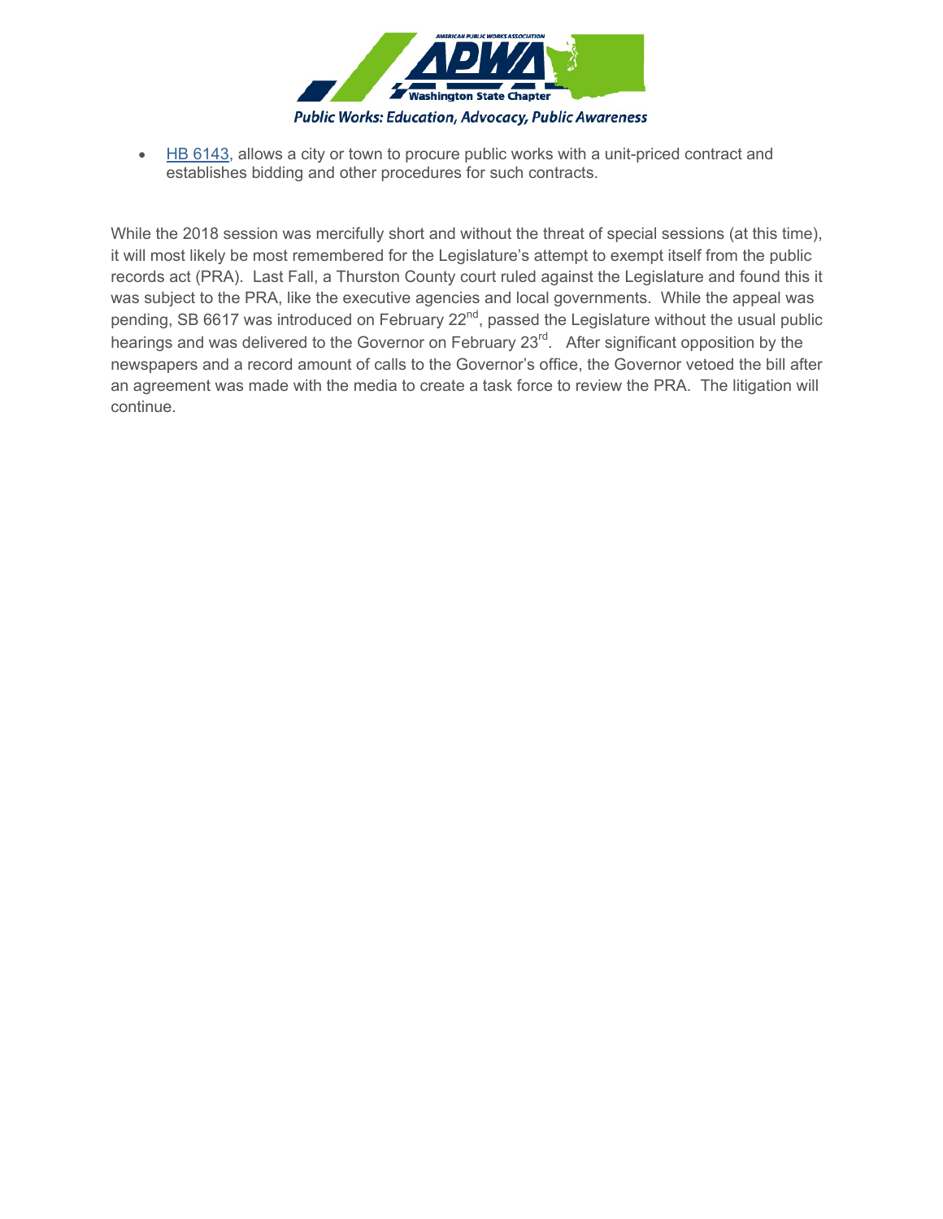- [HB 6143](#), allows a city or town to procure public works with a unit-priced contract and establishes bidding and other procedures for such contracts.

While the 2018 session was mercifully short and without the threat of special sessions (at this time), it will most likely be most remembered for the Legislature's attempt to exempt itself from the public records act (PRA). Last Fall, a Thurston County court ruled against the Legislature and found this it was subject to the PRA, like the executive agencies and local governments. While the appeal was pending, SB 6617 was introduced on February 22nd, passed the Legislature without the usual public hearings and was delivered to the Governor on February 23rd. After significant opposition by the newspapers and a record amount of calls to the Governor's office, the Governor vetoed the bill after an agreement was made with the media to create a task force to review the PRA. The litigation will continue.